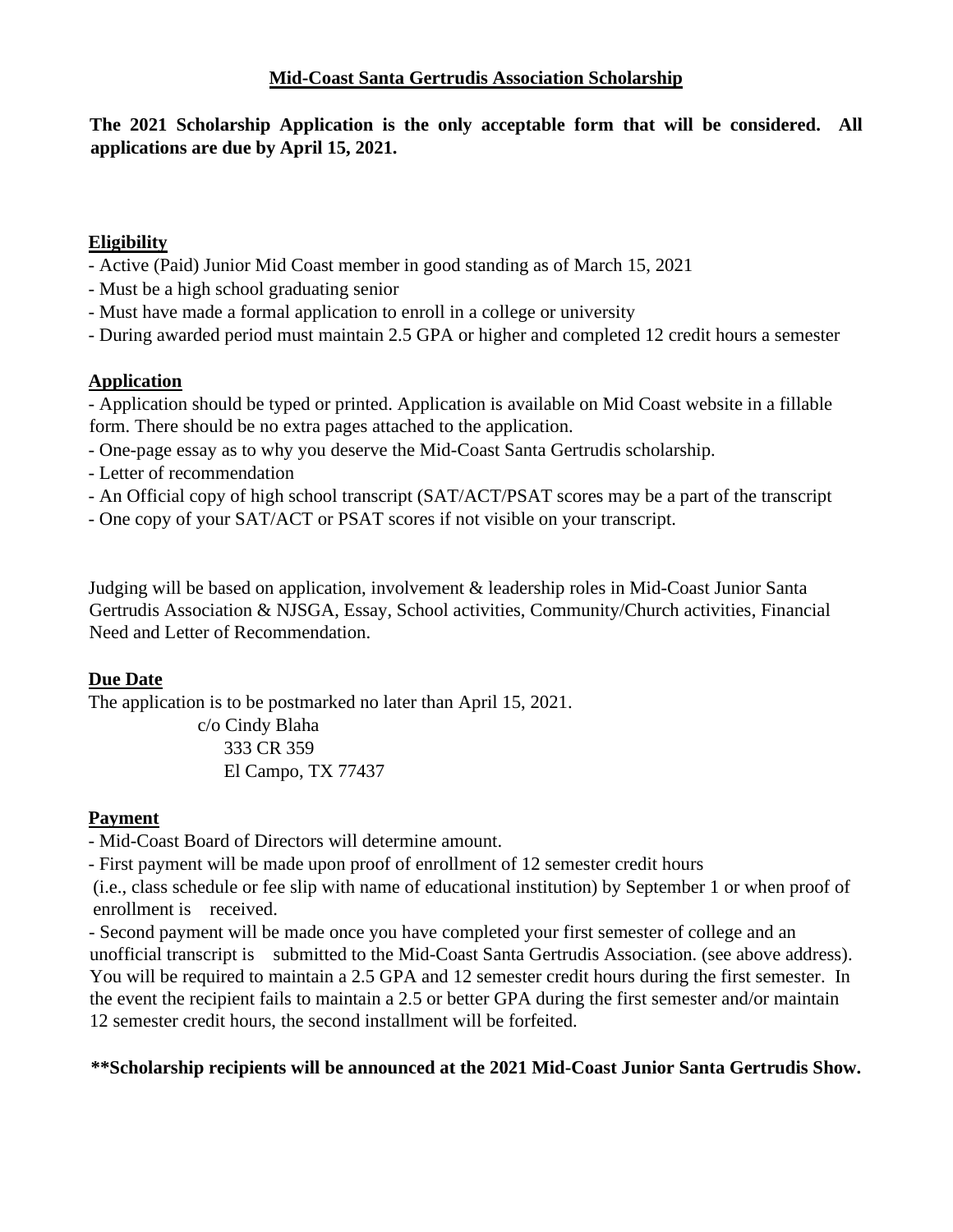# Mid-Coast Santa Gertrudis Association Scholarship

**The 2021 Scholarship Application is the only acceptable form that will be considered. All applications are due by April 15, 2021.**

## Eligibility

- Active (Paid) Junior Mid Coast member in good standing as of March 15, 2021
- Must be a high school graduating senior
- Must have made a formal application to enroll in a college or university
- During awarded period must maintain 2.5 GPA or higher and completed 12 credit hours a semester

## Application

- Application should be typed or printed. Application is available on Mid Coast website in a fillable form. There should be no extra pages attached to the application.
- One-page essay as to why you deserve the Mid-Coast Santa Gertrudis scholarship.
- Letter of recommendation
- An Official copy of high school transcript (SAT/ACT/PSAT scores may be a part of the transcript
- One copy of your SAT/ACT or PSAT scores if not visible on your transcript.

Judging will be based on application, involvement & leadership roles in Mid-Coast Junior Santa Gertrudis Association & NJSGA, Essay, School activities, Community/Church activities, Financial Need and Letter of Recommendation.

## Due Date

The application is to be postmarked no later than April 15, 2021.

c/o Cindy Blaha
333 CR 359
El Campo, TX 77437

## Payment

- Mid-Coast Board of Directors will determine amount.
- First payment will be made upon proof of enrollment of 12 semester credit hours (i.e., class schedule or fee slip with name of educational institution) by September 1 or when proof of enrollment is received.
- Second payment will be made once you have completed your first semester of college and an unofficial transcript is submitted to the Mid-Coast Santa Gertrudis Association. (see above address). You will be required to maintain a 2.5 GPA and 12 semester credit hours during the first semester. In the event the recipient fails to maintain a 2.5 or better GPA during the first semester and/or maintain 12 semester credit hours, the second installment will be forfeited.

**\*\*Scholarship recipients will be announced at the 2021 Mid-Coast Junior Santa Gertrudis Show.**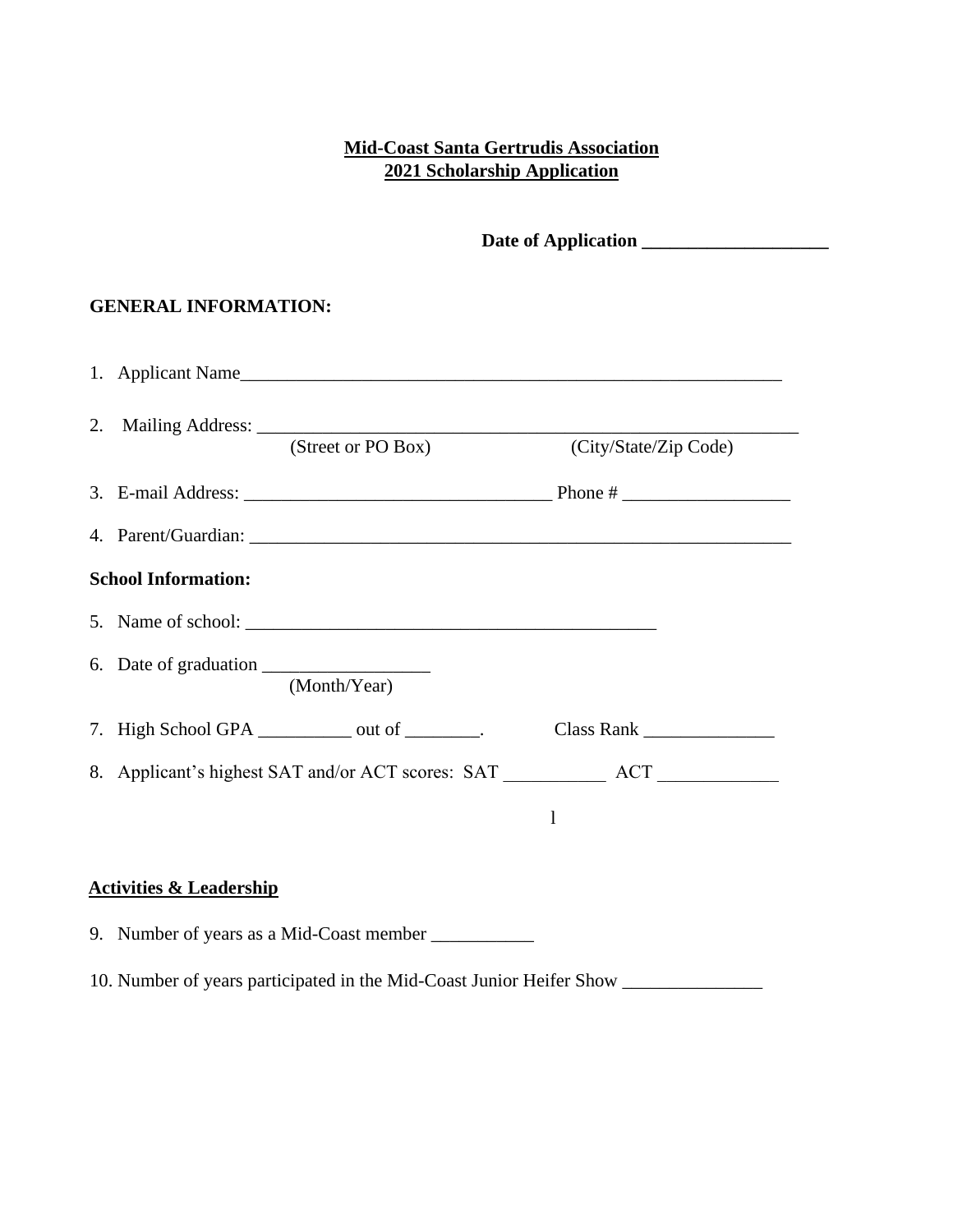**Mid-Coast Santa Gertrudis Association**
**2021 Scholarship Application**

**Date of Application ____________________**

**GENERAL INFORMATION:**

1. Applicant Name____________________________________________________________

2. Mailing Address: ____________________________________________________________
   (Street or PO Box) (City/State/Zip Code)

3. E-mail Address: _________________________________ Phone # __________________

4. Parent/Guardian: ____________________________________________________________

**School Information:**

5. Name of school: _____________________________________________

6. Date of graduation __________________
   (Month/Year)

7. High School GPA __________ out of ________. Class Rank ______________

8. Applicant's highest SAT and/or ACT scores: SAT ___________ ACT _____________

**Activities & Leadership**

9. Number of years as a Mid-Coast member ___________

10. Number of years participated in the Mid-Coast Junior Heifer Show _______________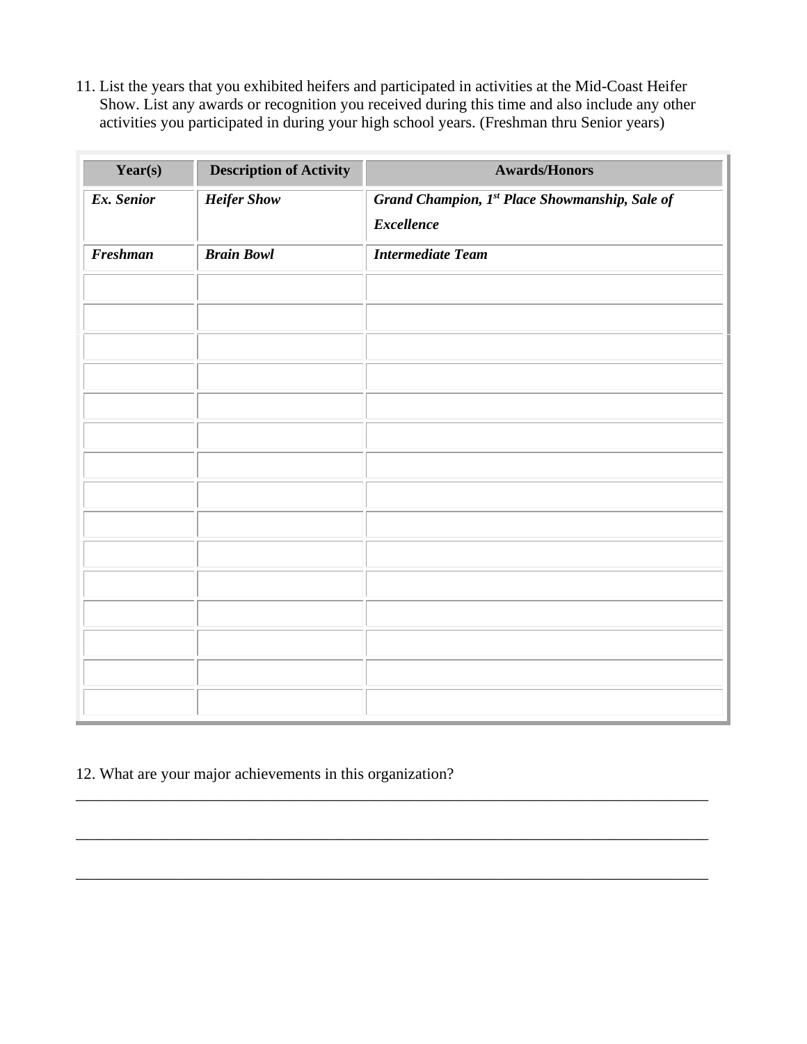11. List the years that you exhibited heifers and participated in activities at the Mid-Coast Heifer Show. List any awards or recognition you received during this time and also include any other activities you participated in during your high school years. (Freshman thru Senior years)

| Year(s) | Description of Activity | Awards/Honors |
|---|---|---|
| ***Ex. Senior*** | ***Heifer Show*** | ***Grand Champion, 1st Place Showmanship, Sale of Excellence*** |
| ***Freshman*** | ***Brain Bowl*** | ***Intermediate Team*** |
| | | |
| | | |
| | | |
| | | |
| | | |
| | | |
| | | |
| | | |
| | | |
| | | |
| | | |
| | | |
| | | |
| | | |

12. What are your major achievements in this organization?

_______________________________________________________________________________

_______________________________________________________________________________

_______________________________________________________________________________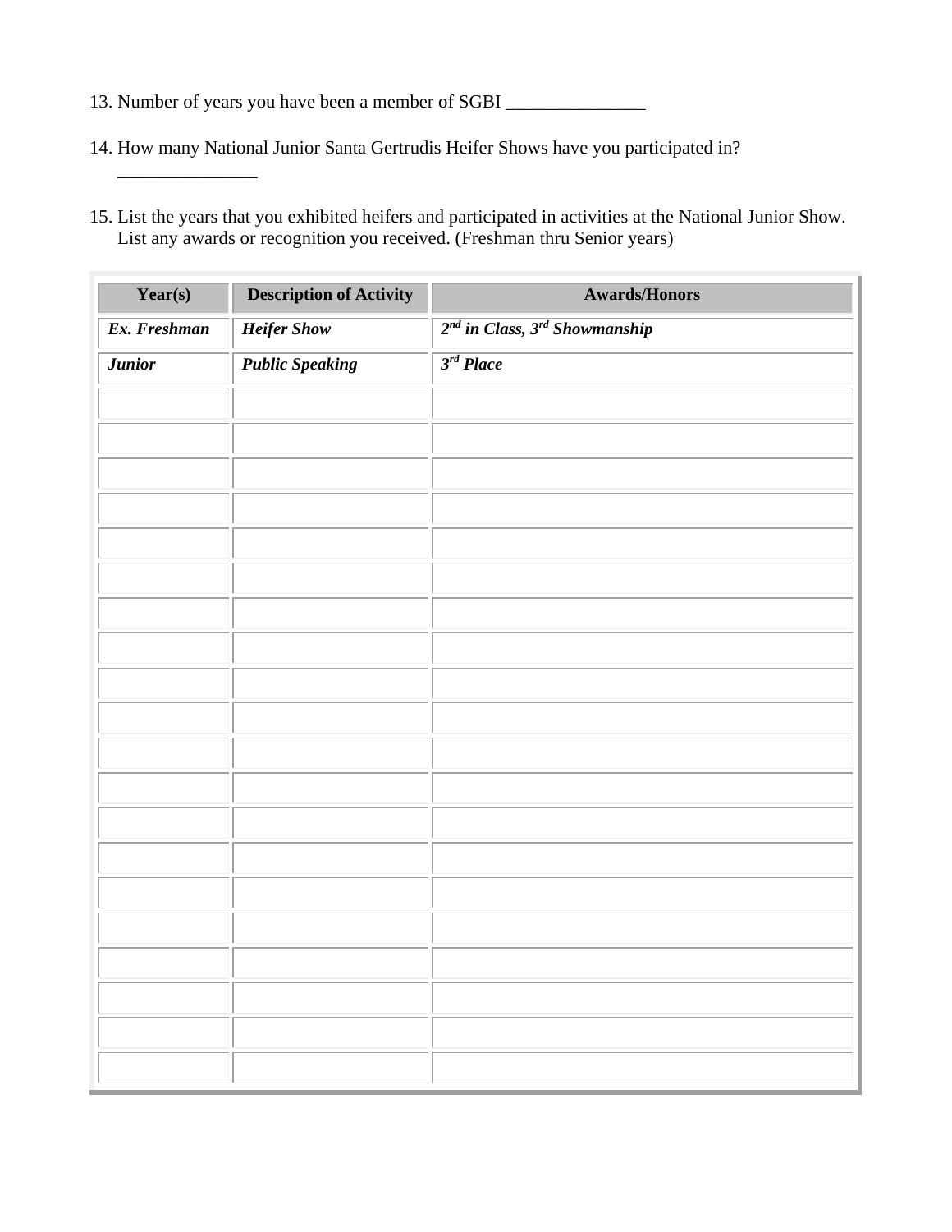13. Number of years you have been a member of SGBI _______________

14. How many National Junior Santa Gertrudis Heifer Shows have you participated in? _______________

15. List the years that you exhibited heifers and participated in activities at the National Junior Show. List any awards or recognition you received. (Freshman thru Senior years)

| Year(s) | Description of Activity | Awards/Honors |
|---|---|---|
| ***Ex. Freshman*** | ***Heifer Show*** | ***2nd in Class, 3rd Showmanship*** |
| ***Junior*** | ***Public Speaking*** | ***3rd Place*** |
| | | |
| | | |
| | | |
| | | |
| | | |
| | | |
| | | |
| | | |
| | | |
| | | |
| | | |
| | | |
| | | |
| | | |
| | | |
| | | |
| | | |
| | | |
| | | |
| | | |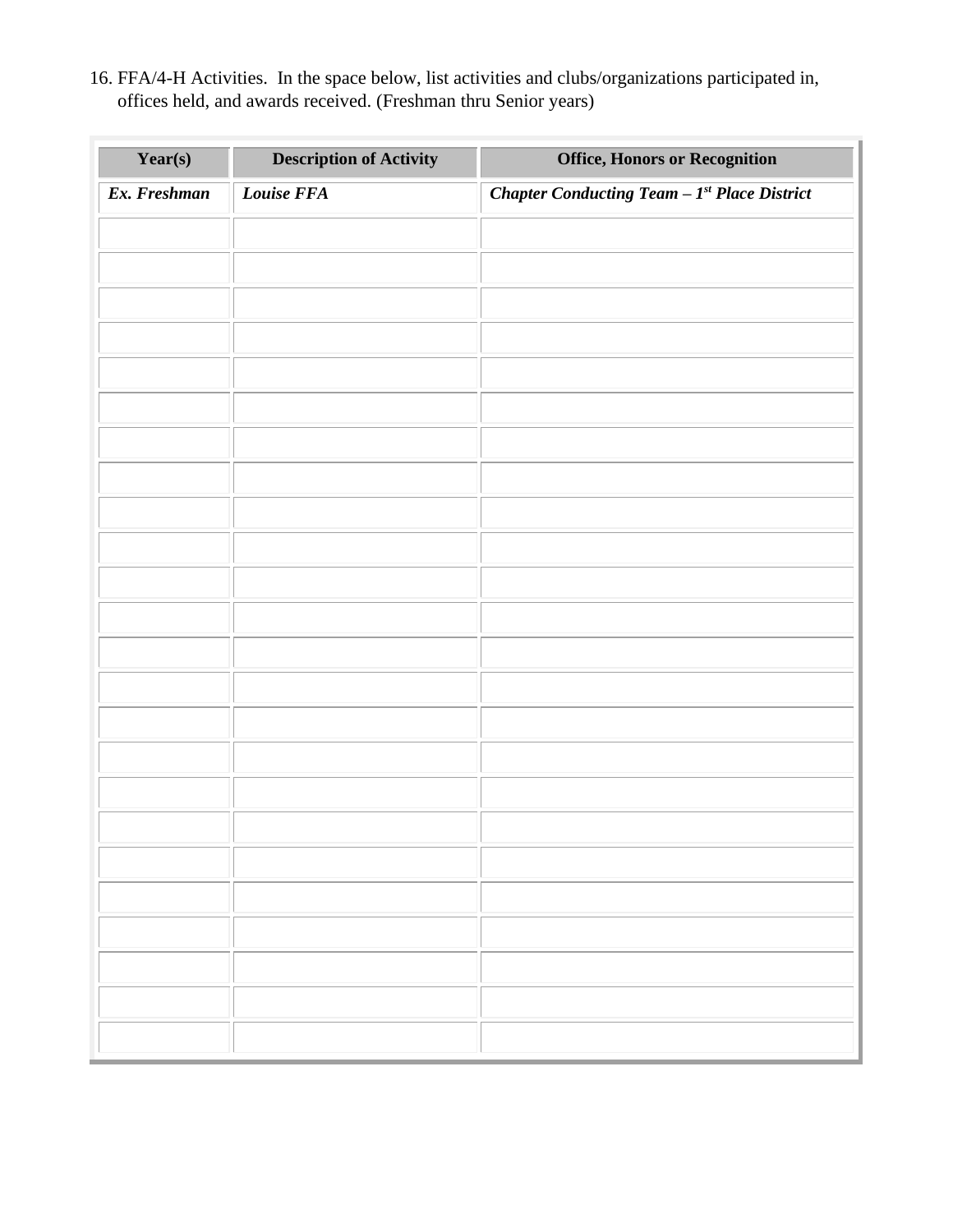16. FFA/4-H Activities. In the space below, list activities and clubs/organizations participated in, offices held, and awards received. (Freshman thru Senior years)

| Year(s) | Description of Activity | Office, Honors or Recognition |
|---|---|---|
| ***Ex. Freshman*** | ***Louise FFA*** | ***Chapter Conducting Team – 1st Place District*** |
| | | |
| | | |
| | | |
| | | |
| | | |
| | | |
| | | |
| | | |
| | | |
| | | |
| | | |
| | | |
| | | |
| | | |
| | | |
| | | |
| | | |
| | | |
| | | |
| | | |
| | | |
| | | |
| | | |
| | | |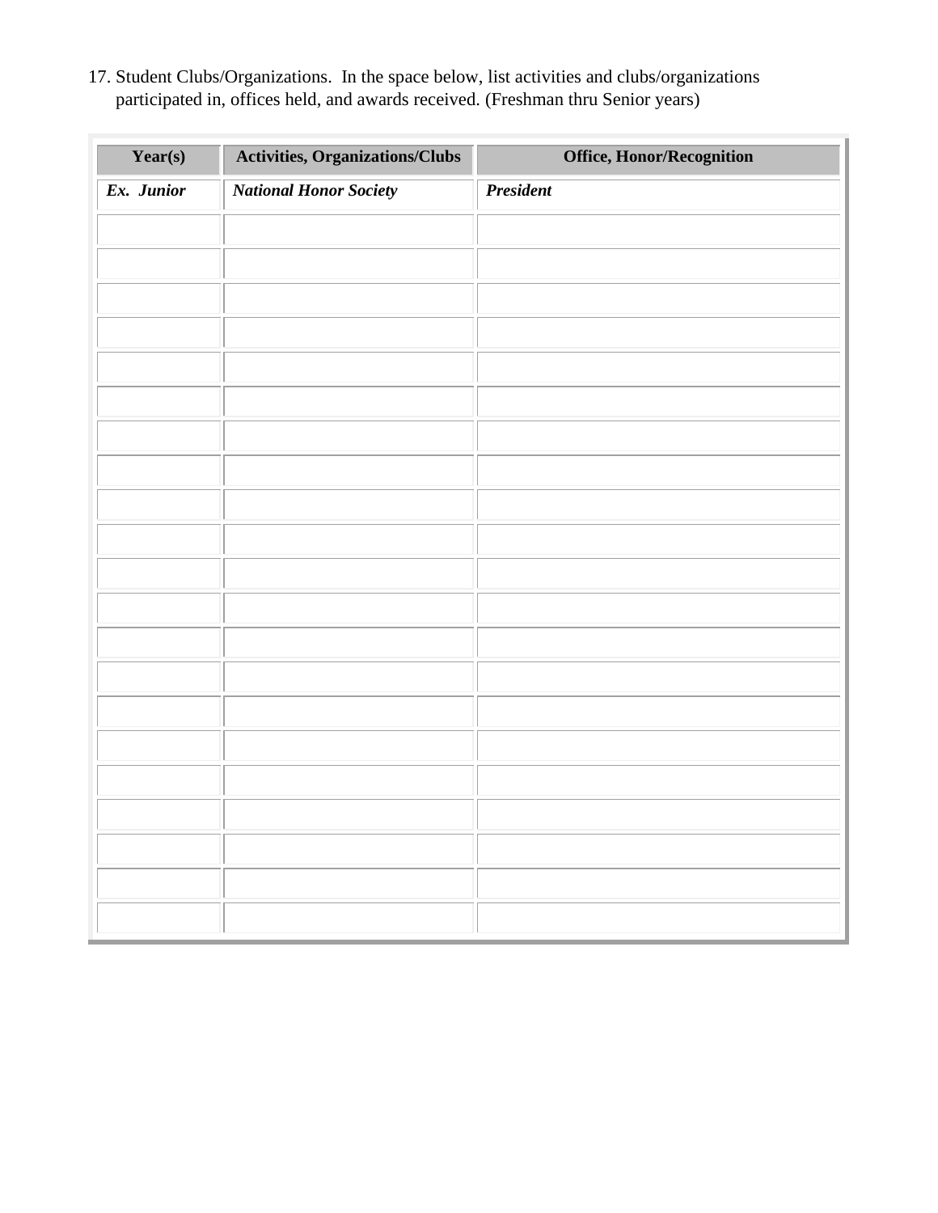17. Student Clubs/Organizations. In the space below, list activities and clubs/organizations participated in, offices held, and awards received. (Freshman thru Senior years)

| Year(s) | Activities, Organizations/Clubs | Office, Honor/Recognition |
|---|---|---|
| ***Ex. Junior*** | ***National Honor Society*** | ***President*** |
| | | |
| | | |
| | | |
| | | |
| | | |
| | | |
| | | |
| | | |
| | | |
| | | |
| | | |
| | | |
| | | |
| | | |
| | | |
| | | |
| | | |
| | | |
| | | |
| | | |
| | | |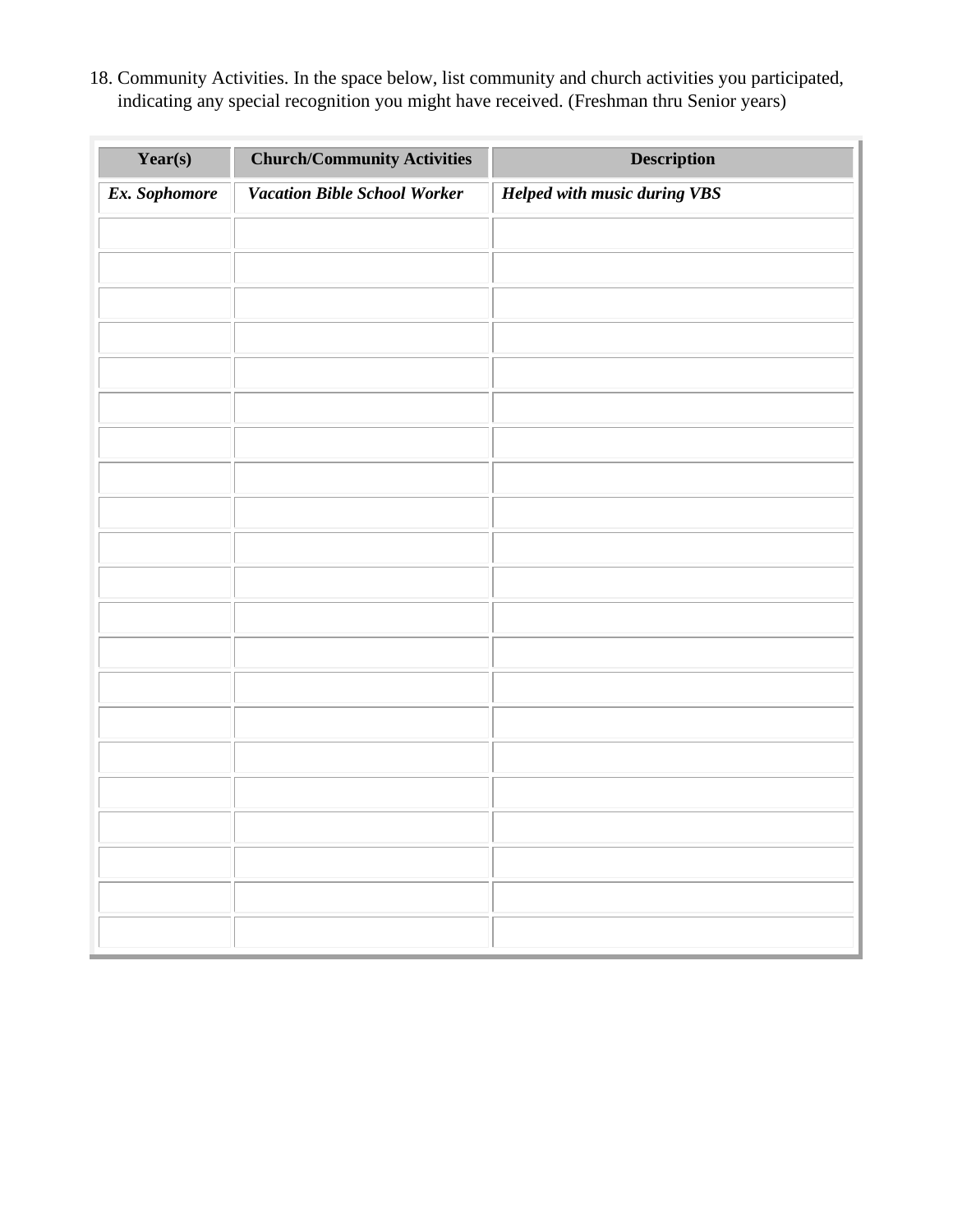18. Community Activities. In the space below, list community and church activities you participated, indicating any special recognition you might have received. (Freshman thru Senior years)

| Year(s) | Church/Community Activities | Description |
| --- | --- | --- |
| ***Ex. Sophomore*** | ***Vacation Bible School Worker*** | ***Helped with music during VBS*** |
| | | |
| | | |
| | | |
| | | |
| | | |
| | | |
| | | |
| | | |
| | | |
| | | |
| | | |
| | | |
| | | |
| | | |
| | | |
| | | |
| | | |
| | | |
| | | |
| | | |
| | | |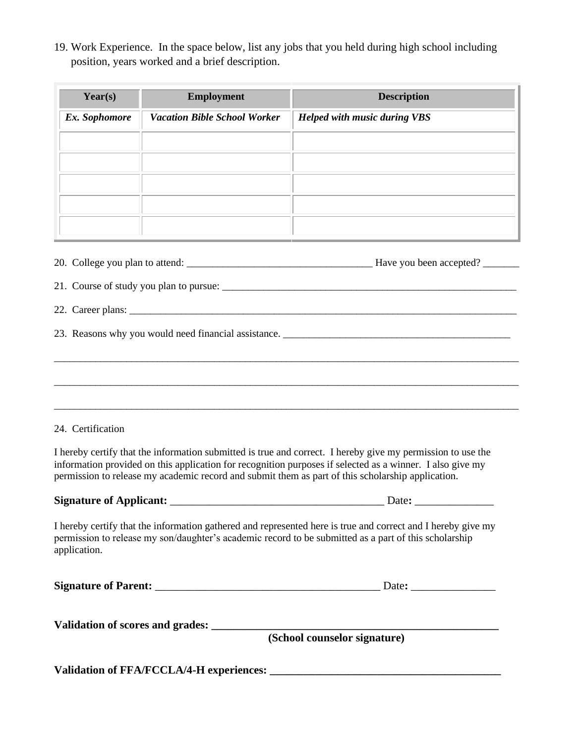19. Work Experience. In the space below, list any jobs that you held during high school including position, years worked and a brief description.

| Year(s) | Employment | Description |
|---|---|---|
| *Ex. Sophomore* | *Vacation Bible School Worker* | *Helped with music during VBS* |
| | | |
| | | |
| | | |
| | | |
| | | |

20. College you plan to attend: ___________________________________ Have you been accepted? _______

21. Course of study you plan to pursue: _______________________________________________________

22. Career plans: _________________________________________________________________________

23. Reasons why you would need financial assistance. __________________________________________

_____________________________________________________________________________________

_____________________________________________________________________________________

_____________________________________________________________________________________

24. Certification

I hereby certify that the information submitted is true and correct. I hereby give my permission to use the information provided on this application for recognition purposes if selected as a winner. I also give my permission to release my academic record and submit them as part of this scholarship application.

**Signature of Applicant:** ______________________________________ Date**:** ______________

I hereby certify that the information gathered and represented here is true and correct and I hereby give my permission to release my son/daughter's academic record to be submitted as a part of this scholarship application.

**Signature of Parent:** _________________________________________ Date**:** _______________

**Validation of scores and grades: ____________________________________________________**

**(School counselor signature)**

**Validation of FFA/FCCLA/4-H experiences: __________________________________________**